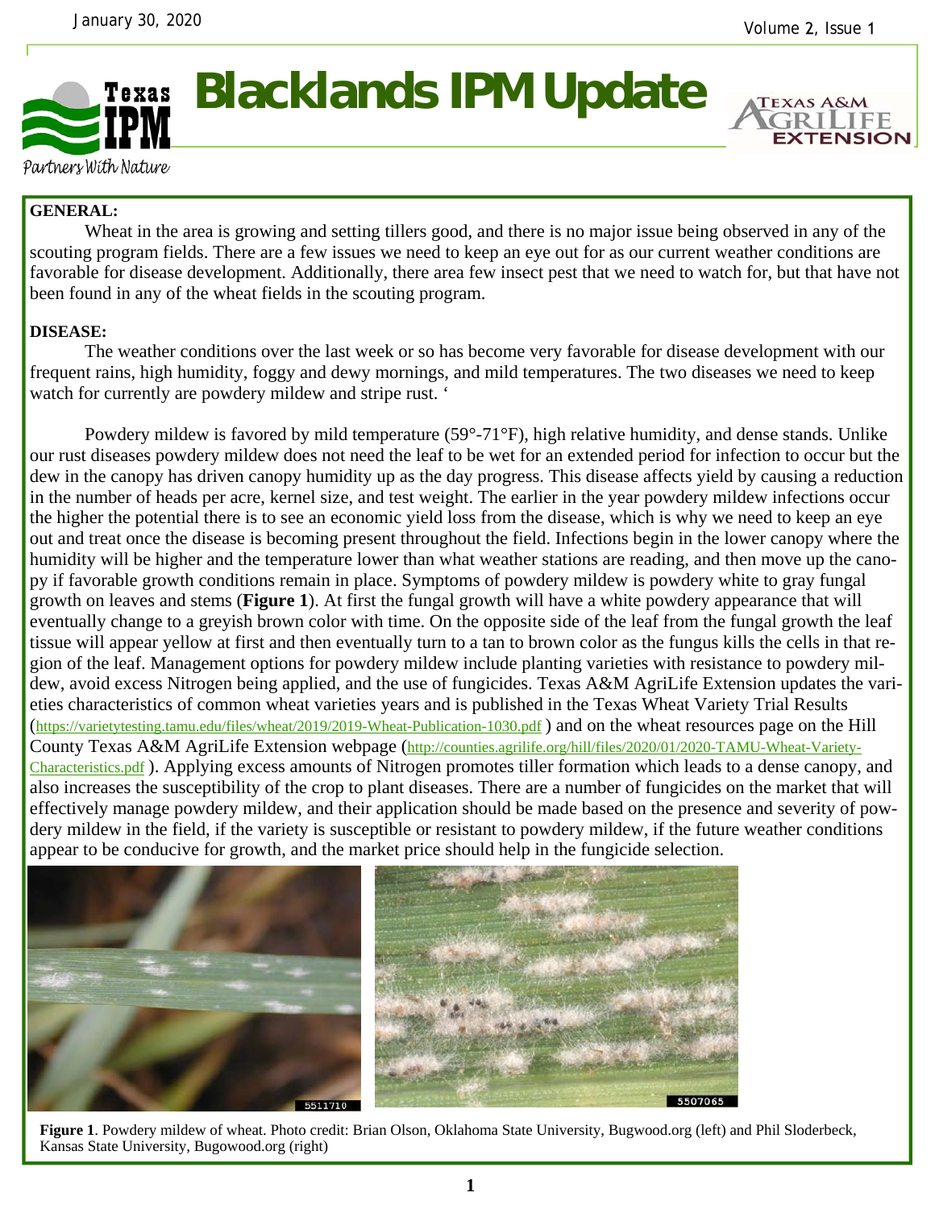# Blacklands IPM Update

**GENERAL:**

Wheat in the area is growing and setting tillers good, and there is no major issue being observed in any of the scouting program fields. There are a few issues we need to keep an eye out for as our current weather conditions are favorable for disease development. Additionally, there area few insect pest that we need to watch for, but that have not been found in any of the wheat fields in the scouting program.

**DISEASE:**

The weather conditions over the last week or so has become very favorable for disease development with our frequent rains, high humidity, foggy and dewy mornings, and mild temperatures. The two diseases we need to keep watch for currently are powdery mildew and stripe rust. '

Powdery mildew is favored by mild temperature (59°-71°F), high relative humidity, and dense stands. Unlike our rust diseases powdery mildew does not need the leaf to be wet for an extended period for infection to occur but the dew in the canopy has driven canopy humidity up as the day progress. This disease affects yield by causing a reduction in the number of heads per acre, kernel size, and test weight. The earlier in the year powdery mildew infections occur the higher the potential there is to see an economic yield loss from the disease, which is why we need to keep an eye out and treat once the disease is becoming present throughout the field. Infections begin in the lower canopy where the humidity will be higher and the temperature lower than what weather stations are reading, and then move up the canopy if favorable growth conditions remain in place. Symptoms of powdery mildew is powdery white to gray fungal growth on leaves and stems (**Figure 1**). At first the fungal growth will have a white powdery appearance that will eventually change to a greyish brown color with time. On the opposite side of the leaf from the fungal growth the leaf tissue will appear yellow at first and then eventually turn to a tan to brown color as the fungus kills the cells in that region of the leaf. Management options for powdery mildew include planting varieties with resistance to powdery mildew, avoid excess Nitrogen being applied, and the use of fungicides. Texas A&M AgriLife Extension updates the varieties characteristics of common wheat varieties years and is published in the Texas Wheat Variety Trial Results (https://varietytesting.tamu.edu/files/wheat/2019/2019-Wheat-Publication-1030.pdf ) and on the wheat resources page on the Hill County Texas A&M AgriLife Extension webpage (http://counties.agrilife.org/hill/files/2020/01/2020-TAMU-Wheat-Variety-Characteristics.pdf ). Applying excess amounts of Nitrogen promotes tiller formation which leads to a dense canopy, and also increases the susceptibility of the crop to plant diseases. There are a number of fungicides on the market that will effectively manage powdery mildew, and their application should be made based on the presence and severity of powdery mildew in the field, if the variety is susceptible or resistant to powdery mildew, if the future weather conditions appear to be conducive for growth, and the market price should help in the fungicide selection.

**Figure 1**. Powdery mildew of wheat. Photo credit: Brian Olson, Oklahoma State University, Bugwood.org (left) and Phil Sloderbeck, Kansas State University, Bugowood.org (right)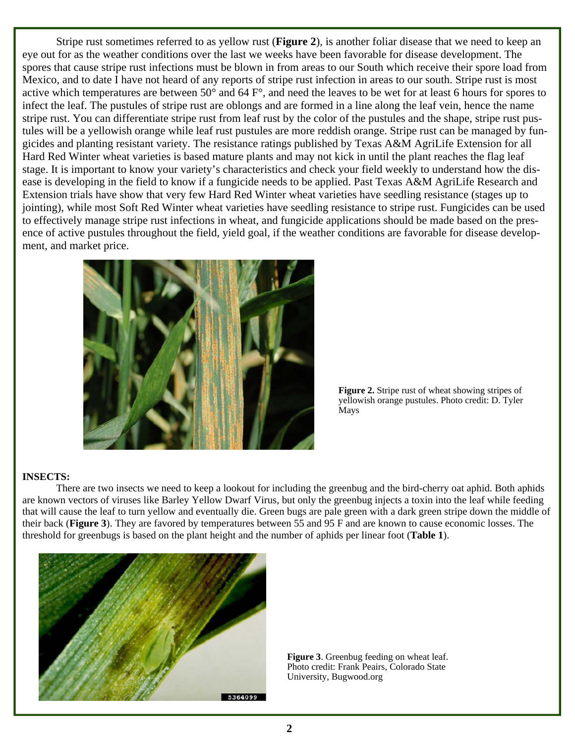Stripe rust sometimes referred to as yellow rust (**Figure 2**), is another foliar disease that we need to keep an eye out for as the weather conditions over the last we weeks have been favorable for disease development. The spores that cause stripe rust infections must be blown in from areas to our South which receive their spore load from Mexico, and to date I have not heard of any reports of stripe rust infection in areas to our south. Stripe rust is most active which temperatures are between 50° and 64 F°, and need the leaves to be wet for at least 6 hours for spores to infect the leaf. The pustules of stripe rust are oblongs and are formed in a line along the leaf vein, hence the name stripe rust. You can differentiate stripe rust from leaf rust by the color of the pustules and the shape, stripe rust pustules will be a yellowish orange while leaf rust pustules are more reddish orange. Stripe rust can be managed by fungicides and planting resistant variety. The resistance ratings published by Texas A&M AgriLife Extension for all Hard Red Winter wheat varieties is based mature plants and may not kick in until the plant reaches the flag leaf stage. It is important to know your variety's characteristics and check your field weekly to understand how the disease is developing in the field to know if a fungicide needs to be applied. Past Texas A&M AgriLife Research and Extension trials have show that very few Hard Red Winter wheat varieties have seedling resistance (stages up to jointing), while most Soft Red Winter wheat varieties have seedling resistance to stripe rust. Fungicides can be used to effectively manage stripe rust infections in wheat, and fungicide applications should be made based on the presence of active pustules throughout the field, yield goal, if the weather conditions are favorable for disease development, and market price.

**Figure 2.** Stripe rust of wheat showing stripes of yellowish orange pustules. Photo credit: D. Tyler Mays

**INSECTS:**

There are two insects we need to keep a lookout for including the greenbug and the bird-cherry oat aphid. Both aphids are known vectors of viruses like Barley Yellow Dwarf Virus, but only the greenbug injects a toxin into the leaf while feeding that will cause the leaf to turn yellow and eventually die. Green bugs are pale green with a dark green stripe down the middle of their back (**Figure 3**). They are favored by temperatures between 55 and 95 F and are known to cause economic losses. The threshold for greenbugs is based on the plant height and the number of aphids per linear foot (**Table 1**).

**Figure 3**. Greenbug feeding on wheat leaf. Photo credit: Frank Peairs, Colorado State University, Bugwood.org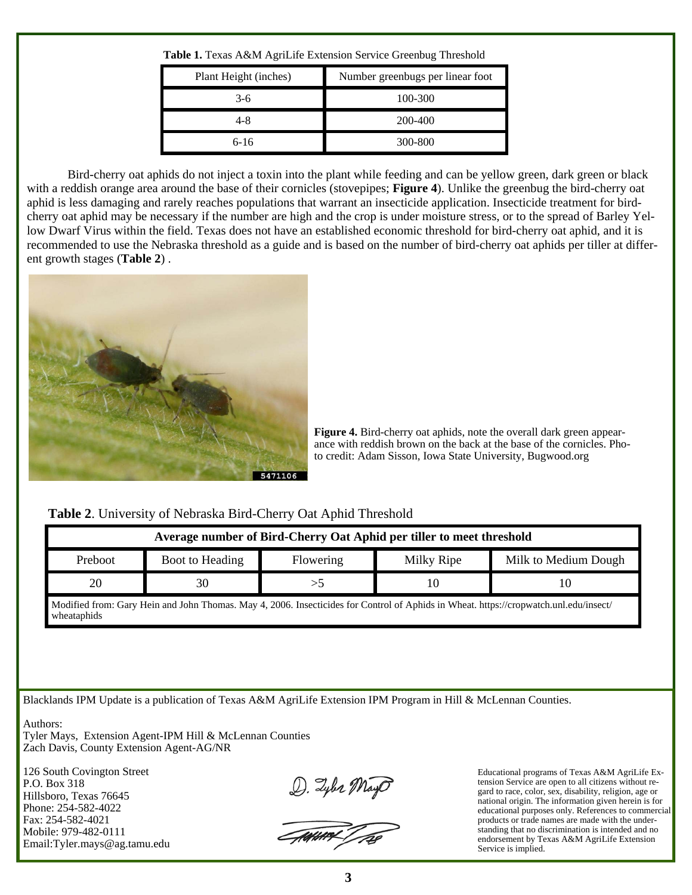**Table 1.** Texas A&M AgriLife Extension Service Greenbug Threshold

| Plant Height (inches) | Number greenbugs per linear foot |
|---|---|
| 3-6 | 100-300 |
| 4-8 | 200-400 |
| 6-16 | 300-800 |

Bird-cherry oat aphids do not inject a toxin into the plant while feeding and can be yellow green, dark green or black with a reddish orange area around the base of their cornicles (stovepipes; **Figure 4**). Unlike the greenbug the bird-cherry oat aphid is less damaging and rarely reaches populations that warrant an insecticide application. Insecticide treatment for bird-cherry oat aphid may be necessary if the number are high and the crop is under moisture stress, or to the spread of Barley Yellow Dwarf Virus within the field. Texas does not have an established economic threshold for bird-cherry oat aphid, and it is recommended to use the Nebraska threshold as a guide and is based on the number of bird-cherry oat aphids per tiller at different growth stages (**Table 2**) .

**Figure 4.** Bird-cherry oat aphids, note the overall dark green appearance with reddish brown on the back at the base of the cornicles. Photo credit: Adam Sisson, Iowa State University, Bugwood.org

**Table 2**. University of Nebraska Bird-Cherry Oat Aphid Threshold

| **Average number of Bird-Cherry Oat Aphid per tiller to meet threshold** | | | | |
|---|---|---|---|---|
| Preboot | Boot to Heading | Flowering | Milky Ripe | Milk to Medium Dough |
| 20 | 30 | >5 | 10 | 10 |
| Modified from: Gary Hein and John Thomas. May 4, 2006. Insecticides for Control of Aphids in Wheat. https://cropwatch.unl.edu/insect/wheataphids | | | | |

Blacklands IPM Update is a publication of Texas A&M AgriLife Extension IPM Program in Hill & McLennan Counties.

Authors:
Tyler Mays, Extension Agent-IPM Hill & McLennan Counties
Zach Davis, County Extension Agent-AG/NR

126 South Covington Street
P.O. Box 318
Hillsboro, Texas 76645
Phone: 254-582-4022
Fax: 254-582-4021
Mobile: 979-482-0111
Email:Tyler.mays@ag.tamu.edu

Educational programs of Texas A&M AgriLife Extension Service are open to all citizens without regard to race, color, sex, disability, religion, age or national origin. The information given herein is for educational purposes only. References to commercial products or trade names are made with the understanding that no discrimination is intended and no endorsement by Texas A&M AgriLife Extension Service is implied.